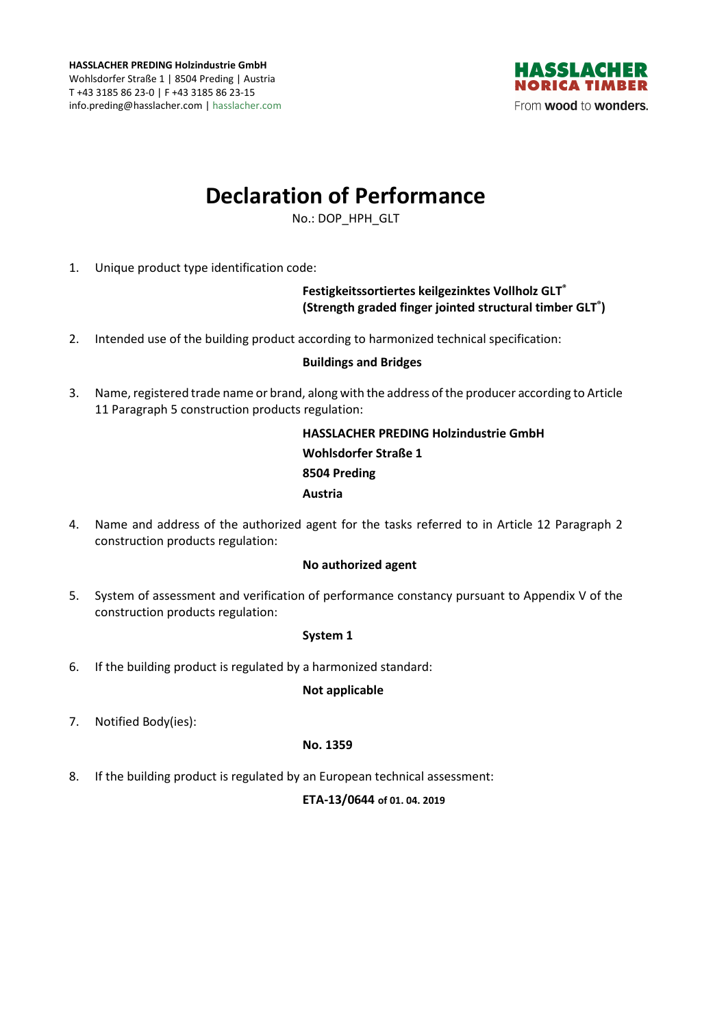**HASSLACHER PREDING Holzindustrie GmbH**
Wohlsdorfer Straße 1 | 8504 Preding | Austria
T +43 3185 86 23-0 | F +43 3185 86 23-15
info.preding@hasslacher.com | hasslacher.com

HASSLACHER NORICA TIMBER
From **wood** to **wonders.**

# Declaration of Performance

No.: DOP_HPH_GLT

1. Unique product type identification code:

   **Festigkeitssortiertes keilgezinktes Vollholz GLT®**
   **(Strength graded finger jointed structural timber GLT®)**

2. Intended use of the building product according to harmonized technical specification:

   **Buildings and Bridges**

3. Name, registered trade name or brand, along with the address of the producer according to Article 11 Paragraph 5 construction products regulation:

   **HASSLACHER PREDING Holzindustrie GmbH**
   **Wohlsdorfer Straße 1**
   **8504 Preding**
   **Austria**

4. Name and address of the authorized agent for the tasks referred to in Article 12 Paragraph 2 construction products regulation:

   **No authorized agent**

5. System of assessment and verification of performance constancy pursuant to Appendix V of the construction products regulation:

   **System 1**

6. If the building product is regulated by a harmonized standard:

   **Not applicable**

7. Notified Body(ies):

   **No. 1359**

8. If the building product is regulated by an European technical assessment:

   **ETA-13/0644 of 01. 04. 2019**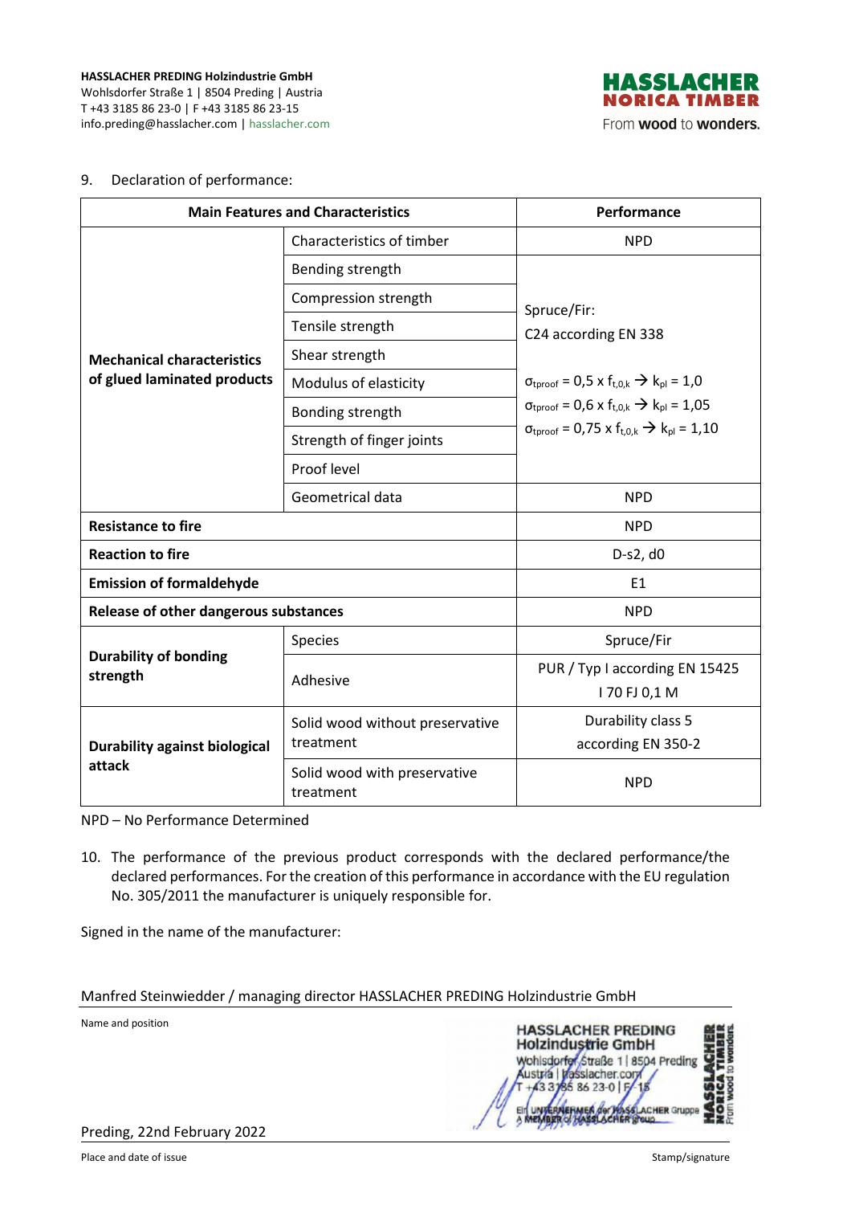HASSLACHER PREDING Holzindustrie GmbH
Wohlsdorfer Straße 1 | 8504 Preding | Austria
T +43 3185 86 23-0 | F +43 3185 86 23-15
info.preding@hasslacher.com | hasslacher.com

HASSLACHER NORICA TIMBER
From wood to wonders.

9. Declaration of performance:

| Main Features and Characteristics | | Performance |
|---|---|---|
| **Mechanical characteristics of glued laminated products** | Characteristics of timber | NPD |
| | Bending strength | Spruce/Fir: C24 according EN 338 $\sigma_{tproof}$ = 0,5 x $f_{t,0,k}$ → $k_{pl}$ = 1,0 $\sigma_{tproof}$ = 0,6 x $f_{t,0,k}$ → $k_{pl}$ = 1,05 $\sigma_{tproof}$ = 0,75 x $f_{t,0,k}$ → $k_{pl}$ = 1,10 |
| | Compression strength | |
| | Tensile strength | |
| | Shear strength | |
| | Modulus of elasticity | |
| | Bonding strength | |
| | Strength of finger joints | |
| | Proof level | |
| | Geometrical data | NPD |
| **Resistance to fire** | | NPD |
| **Reaction to fire** | | D-s2, d0 |
| **Emission of formaldehyde** | | E1 |
| **Release of other dangerous substances** | | NPD |
| **Durability of bonding strength** | Species | Spruce/Fir |
| | Adhesive | PUR / Typ I according EN 15425 I 70 FJ 0,1 M |
| **Durability against biological attack** | Solid wood without preservative treatment | Durability class 5 according EN 350-2 |
| | Solid wood with preservative treatment | NPD |

NPD – No Performance Determined

10. The performance of the previous product corresponds with the declared performance/the declared performances. For the creation of this performance in accordance with the EU regulation No. 305/2011 the manufacturer is uniquely responsible for.

Signed in the name of the manufacturer:

Manfred Steinwiedder / managing director HASSLACHER PREDING Holzindustrie GmbH

Name and position

HASSLACHER PREDING Holzindustrie GmbH
Wohlsdorfer Straße 1 | 8504 Preding
Austria | hasslacher.com
T +43 3185 86 23-0 | F-15
Ein UNTERNEHMEN der HASSLACHER Gruppe
A MEMBER of HASSLACHER group

Preding, 22nd February 2022

Place and date of issue

Stamp/signature